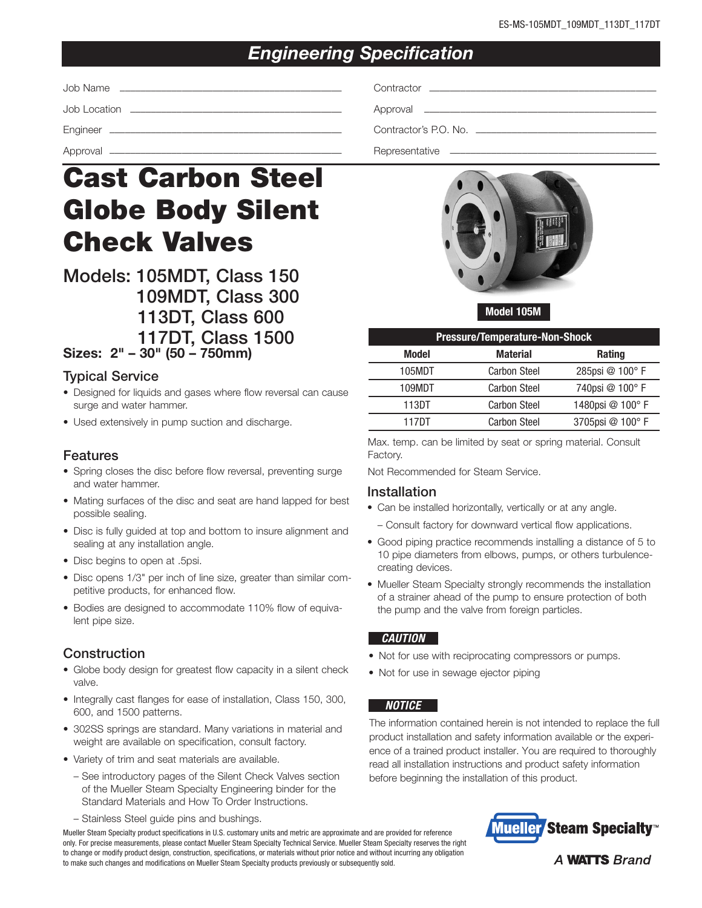# Engineering Specification

Job Name ______________________________

Job Location ______________________________

Engineer ______________________________

Approval ______________________________

Contractor ______________________________

Approval ______________________________

Contractor's P.O. No. ______________________________

Representative ______________________________

# Cast Carbon Steel Globe Body Silent Check Valves

## Models: 105MDT, Class 150
## 109MDT, Class 300
## 113DT, Class 600
## 117DT, Class 1500

### Sizes: 2" – 30" (50 – 750mm)

### Typical Service

- Designed for liquids and gases where flow reversal can cause surge and water hammer.
- Used extensively in pump suction and discharge.

### Features

- Spring closes the disc before flow reversal, preventing surge and water hammer.
- Mating surfaces of the disc and seat are hand lapped for best possible sealing.
- Disc is fully guided at top and bottom to insure alignment and sealing at any installation angle.
- Disc begins to open at .5psi.
- Disc opens 1/3" per inch of line size, greater than similar competitive products, for enhanced flow.
- Bodies are designed to accommodate 110% flow of equivalent pipe size.

### Construction

- Globe body design for greatest flow capacity in a silent check valve.
- Integrally cast flanges for ease of installation, Class 150, 300, 600, and 1500 patterns.
- 302SS springs are standard. Many variations in material and weight are available on specification, consult factory.
- Variety of trim and seat materials are available.
  - See introductory pages of the Silent Check Valves section of the Mueller Steam Specialty Engineering binder for the Standard Materials and How To Order Instructions.
  - Stainless Steel guide pins and bushings.

Model 105M

| Pressure/Temperature-Non-Shock | | |
|---|---|---|
| **Model** | **Material** | **Rating** |
| 105MDT | Carbon Steel | 285psi @ 100° F |
| 109MDT | Carbon Steel | 740psi @ 100° F |
| 113DT | Carbon Steel | 1480psi @ 100° F |
| 117DT | Carbon Steel | 3705psi @ 100° F |

Max. temp. can be limited by seat or spring material. Consult Factory.

Not Recommended for Steam Service.

### Installation

- Can be installed horizontally, vertically or at any angle.
  - Consult factory for downward vertical flow applications.
- Good piping practice recommends installing a distance of 5 to 10 pipe diameters from elbows, pumps, or others turbulence-creating devices.
- Mueller Steam Specialty strongly recommends the installation of a strainer ahead of the pump to ensure protection of both the pump and the valve from foreign particles.

***CAUTION***

- Not for use with reciprocating compressors or pumps.
- Not for use in sewage ejector piping

***NOTICE***

The information contained herein is not intended to replace the full product installation and safety information available or the experience of a trained product installer. You are required to thoroughly read all installation instructions and product safety information before beginning the installation of this product.

Mueller Steam Specialty product specifications in U.S. customary units and metric are approximate and are provided for reference only. For precise measurements, please contact Mueller Steam Specialty Technical Service. Mueller Steam Specialty reserves the right to change or modify product design, construction, specifications, or materials without prior notice and without incurring any obligation to make such changes and modifications on Mueller Steam Specialty products previously or subsequently sold.

Mueller Steam Specialty™

A WATTS Brand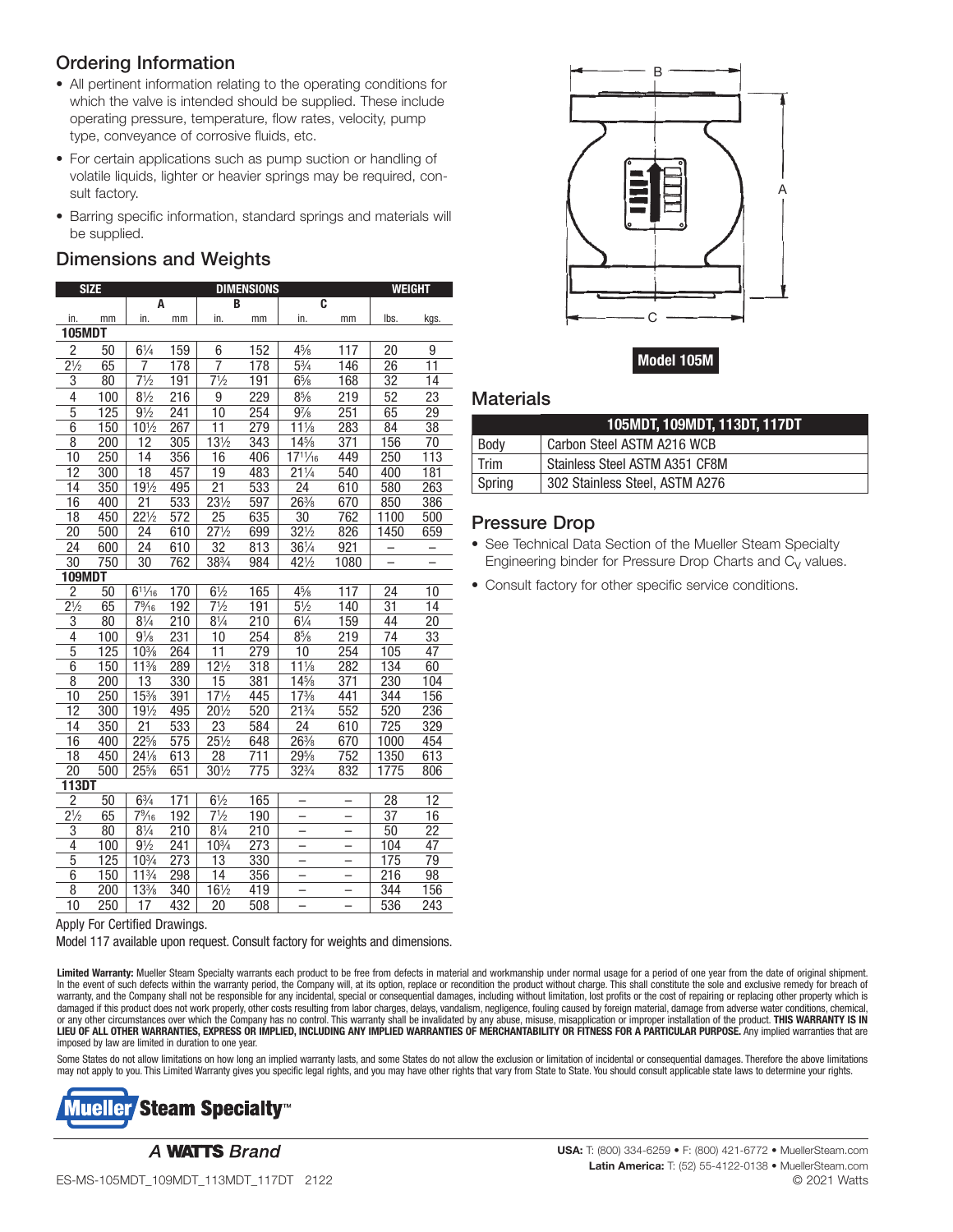## Ordering Information

- All pertinent information relating to the operating conditions for which the valve is intended should be supplied. These include operating pressure, temperature, flow rates, velocity, pump type, conveyance of corrosive fluids, etc.
- For certain applications such as pump suction or handling of volatile liquids, lighter or heavier springs may be required, consult factory.
- Barring specific information, standard springs and materials will be supplied.

## Dimensions and Weights

| SIZE | | DIMENSIONS | | | | | | WEIGHT | |
|---|---|---|---|---|---|---|---|---|---|
| | | A | | B | | C | | | |
| in. | mm | in. | mm | in. | mm | in. | mm | lbs. | kgs. |
| **105MDT** | | | | | | | | | |
| 2 | 50 | 6¼ | 159 | 6 | 152 | 4⅝ | 117 | 20 | 9 |
| 2½ | 65 | 7 | 178 | 7 | 178 | 5¾ | 146 | 26 | 11 |
| 3 | 80 | 7½ | 191 | 7½ | 191 | 6⅝ | 168 | 32 | 14 |
| 4 | 100 | 8½ | 216 | 9 | 229 | 8⅝ | 219 | 52 | 23 |
| 5 | 125 | 9½ | 241 | 10 | 254 | 9⅞ | 251 | 65 | 29 |
| 6 | 150 | 10½ | 267 | 11 | 279 | 11⅛ | 283 | 84 | 38 |
| 8 | 200 | 12 | 305 | 13½ | 343 | 14⅝ | 371 | 156 | 70 |
| 10 | 250 | 14 | 356 | 16 | 406 | 17¹¹⁄₁₆ | 449 | 250 | 113 |
| 12 | 300 | 18 | 457 | 19 | 483 | 21¼ | 540 | 400 | 181 |
| 14 | 350 | 19½ | 495 | 21 | 533 | 24 | 610 | 580 | 263 |
| 16 | 400 | 21 | 533 | 23½ | 597 | 26⅜ | 670 | 850 | 386 |
| 18 | 450 | 22½ | 572 | 25 | 635 | 30 | 762 | 1100 | 500 |
| 20 | 500 | 24 | 610 | 27½ | 699 | 32½ | 826 | 1450 | 659 |
| 24 | 600 | 24 | 610 | 32 | 813 | 36¼ | 921 | – | – |
| 30 | 750 | 30 | 762 | 38¾ | 984 | 42½ | 1080 | – | – |
| **109MDT** | | | | | | | | | |
| 2 | 50 | 6¹¹⁄₁₆ | 170 | 6½ | 165 | 4⅝ | 117 | 24 | 10 |
| 2½ | 65 | 7⁹⁄₁₆ | 192 | 7½ | 191 | 5½ | 140 | 31 | 14 |
| 3 | 80 | 8¼ | 210 | 8¼ | 210 | 6¼ | 159 | 44 | 20 |
| 4 | 100 | 9⅛ | 231 | 10 | 254 | 8⅝ | 219 | 74 | 33 |
| 5 | 125 | 10⅜ | 264 | 11 | 279 | 10 | 254 | 105 | 47 |
| 6 | 150 | 11⅜ | 289 | 12½ | 318 | 11⅛ | 282 | 134 | 60 |
| 8 | 200 | 13 | 330 | 15 | 381 | 14⅝ | 371 | 230 | 104 |
| 10 | 250 | 15⅜ | 391 | 17½ | 445 | 17⅜ | 441 | 344 | 156 |
| 12 | 300 | 19½ | 495 | 20½ | 520 | 21¾ | 552 | 520 | 236 |
| 14 | 350 | 21 | 533 | 23 | 584 | 24 | 610 | 725 | 329 |
| 16 | 400 | 22⅝ | 575 | 25½ | 648 | 26⅜ | 670 | 1000 | 454 |
| 18 | 450 | 24⅛ | 613 | 28 | 711 | 29⅝ | 752 | 1350 | 613 |
| 20 | 500 | 25⅝ | 651 | 30½ | 775 | 32¾ | 832 | 1775 | 806 |
| **113DT** | | | | | | | | | |
| 2 | 50 | 6¾ | 171 | 6½ | 165 | – | – | 28 | 12 |
| 2½ | 65 | 7⁹⁄₁₆ | 192 | 7½ | 190 | – | – | 37 | 16 |
| 3 | 80 | 8¼ | 210 | 8¼ | 210 | – | – | 50 | 22 |
| 4 | 100 | 9½ | 241 | 10¾ | 273 | – | – | 104 | 47 |
| 5 | 125 | 10¾ | 273 | 13 | 330 | – | – | 175 | 79 |
| 6 | 150 | 11¾ | 298 | 14 | 356 | – | – | 216 | 98 |
| 8 | 200 | 13⅜ | 340 | 16½ | 419 | – | – | 344 | 156 |
| 10 | 250 | 17 | 432 | 20 | 508 | – | – | 536 | 243 |

Apply For Certified Drawings.

Model 117 available upon request. Consult factory for weights and dimensions.

B

A

C

**Model 105M**

## Materials

| | 105MDT, 109MDT, 113DT, 117DT |
|---|---|
| Body | Carbon Steel ASTM A216 WCB |
| Trim | Stainless Steel ASTM A351 CF8M |
| Spring | 302 Stainless Steel, ASTM A276 |

## Pressure Drop

- See Technical Data Section of the Mueller Steam Specialty Engineering binder for Pressure Drop Charts and $C_V$ values.
- Consult factory for other specific service conditions.

**Limited Warranty:** Mueller Steam Specialty warrants each product to be free from defects in material and workmanship under normal usage for a period of one year from the date of original shipment. In the event of such defects within the warranty period, the Company will, at its option, replace or recondition the product without charge. This shall constitute the sole and exclusive remedy for breach of warranty, and the Company shall not be responsible for any incidental, special or consequential damages, including without limitation, lost profits or the cost of repairing or replacing other property which is damaged if this product does not work properly, other costs resulting from labor charges, delays, vandalism, negligence, fouling caused by foreign material, damage from adverse water conditions, chemical, or any other circumstances over which the Company has no control. This warranty shall be invalidated by any abuse, misuse, misapplication or improper installation of the product. **THIS WARRANTY IS IN LIEU OF ALL OTHER WARRANTIES, EXPRESS OR IMPLIED, INCLUDING ANY IMPLIED WARRANTIES OF MERCHANTABILITY OR FITNESS FOR A PARTICULAR PURPOSE.** Any implied warranties that are imposed by law are limited in duration to one year.

Some States do not allow limitations on how long an implied warranty lasts, and some States do not allow the exclusion or limitation of incidental or consequential damages. Therefore the above limitations may not apply to you. This Limited Warranty gives you specific legal rights, and you may have other rights that vary from State to State. You should consult applicable state laws to determine your rights.

**Mueller Steam Specialty™**

*A* **WATTS** *Brand*

**USA:** T: (800) 334-6259 • F: (800) 421-6772 • MuellerSteam.com
**Latin America:** T: (52) 55-4122-0138 • MuellerSteam.com

ES-MS-105MDT_109MDT_113MDT_117DT 2122

© 2021 Watts